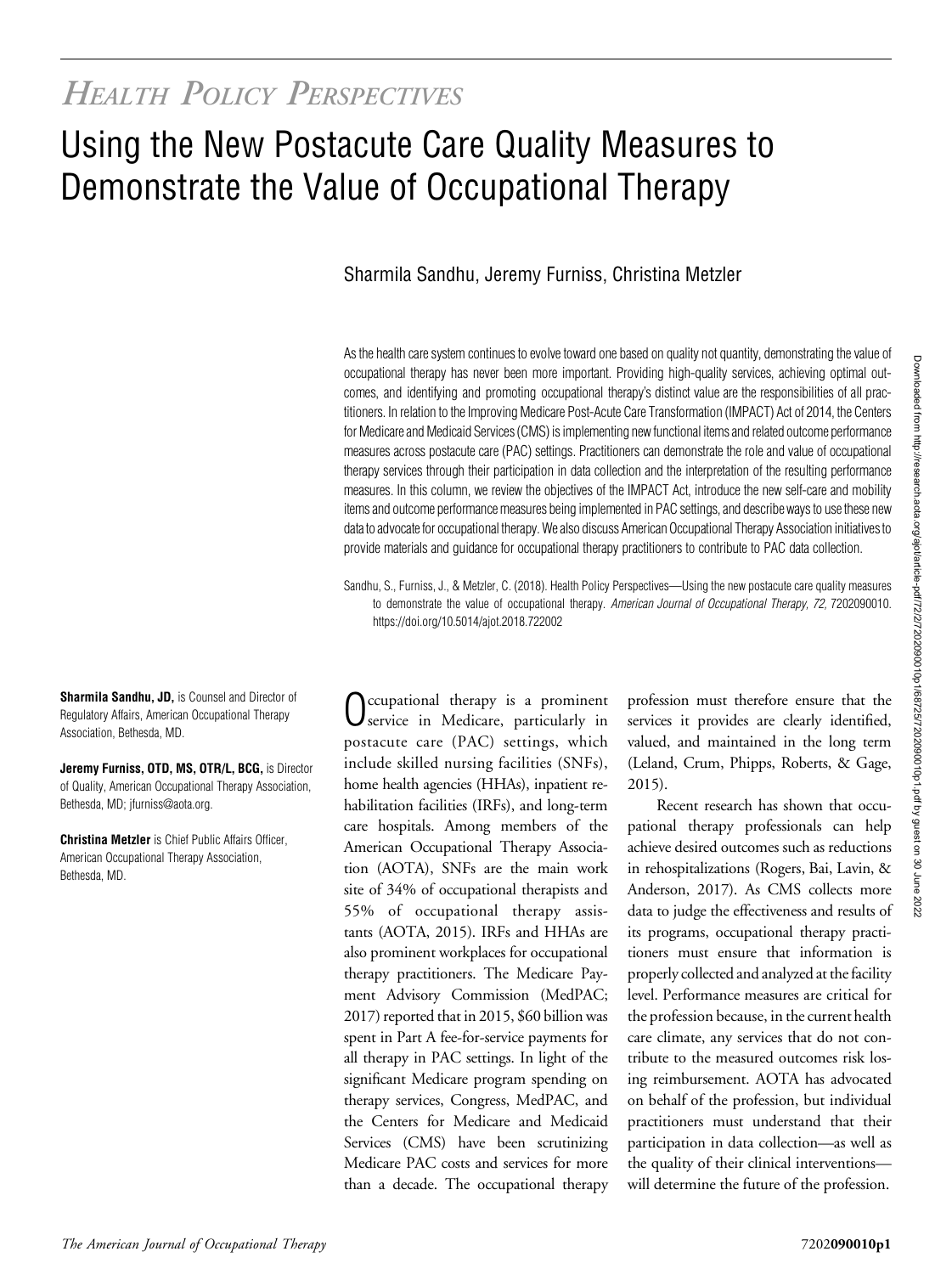*Health Policy Perspectives*

# Using the New Postacute Care Quality Measures to Demonstrate the Value of Occupational Therapy

Sharmila Sandhu, Jeremy Furniss, Christina Metzler

As the health care system continues to evolve toward one based on quality not quantity, demonstrating the value of occupational therapy has never been more important. Providing high-quality services, achieving optimal outcomes, and identifying and promoting occupational therapy's distinct value are the responsibilities of all practitioners. In relation to the Improving Medicare Post-Acute Care Transformation (IMPACT) Act of 2014, the Centers for Medicare and Medicaid Services (CMS) is implementing new functional items and related outcome performance measures across postacute care (PAC) settings. Practitioners can demonstrate the role and value of occupational therapy services through their participation in data collection and the interpretation of the resulting performance measures. In this column, we review the objectives of the IMPACT Act, introduce the new self-care and mobility items and outcome performance measures being implemented in PAC settings, and describe ways to use these new data to advocate for occupational therapy. We also discuss American Occupational Therapy Association initiatives to provide materials and guidance for occupational therapy practitioners to contribute to PAC data collection.

Sandhu, S., Furniss, J., & Metzler, C. (2018). Health Policy Perspectives—Using the new postacute care quality measures to demonstrate the value of occupational therapy. *American Journal of Occupational Therapy, 72,* 7202090010. https://doi.org/10.5014/ajot.2018.722002

**Sharmila Sandhu, JD,** is Counsel and Director of Regulatory Affairs, American Occupational Therapy Association, Bethesda, MD.

**Jeremy Furniss, OTD, MS, OTR/L, BCG,** is Director of Quality, American Occupational Therapy Association, Bethesda, MD; jfurniss@aota.org.

**Christina Metzler** is Chief Public Affairs Officer, American Occupational Therapy Association, Bethesda, MD.

Occupational therapy is a prominent service in Medicare, particularly in postacute care (PAC) settings, which include skilled nursing facilities (SNFs), home health agencies (HHAs), inpatient rehabilitation facilities (IRFs), and long-term care hospitals. Among members of the American Occupational Therapy Association (AOTA), SNFs are the main work site of 34% of occupational therapists and 55% of occupational therapy assistants (AOTA, 2015). IRFs and HHAs are also prominent workplaces for occupational therapy practitioners. The Medicare Payment Advisory Commission (MedPAC; 2017) reported that in 2015, $60 billion was spent in Part A fee-for-service payments for all therapy in PAC settings. In light of the significant Medicare program spending on therapy services, Congress, MedPAC, and the Centers for Medicare and Medicaid Services (CMS) have been scrutinizing Medicare PAC costs and services for more than a decade. The occupational therapy profession must therefore ensure that the services it provides are clearly identified, valued, and maintained in the long term (Leland, Crum, Phipps, Roberts, & Gage, 2015).

Recent research has shown that occupational therapy professionals can help achieve desired outcomes such as reductions in rehospitalizations (Rogers, Bai, Lavin, & Anderson, 2017). As CMS collects more data to judge the effectiveness and results of its programs, occupational therapy practitioners must ensure that information is properly collected and analyzed at the facility level. Performance measures are critical for the profession because, in the current health care climate, any services that do not contribute to the measured outcomes risk losing reimbursement. AOTA has advocated on behalf of the profession, but individual practitioners must understand that their participation in data collection—as well as the quality of their clinical interventions—will determine the future of the profession.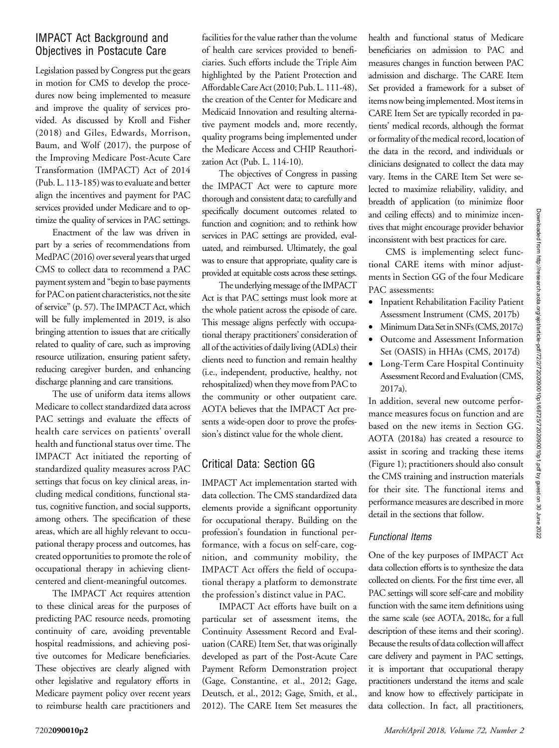## IMPACT Act Background and Objectives in Postacute Care

Legislation passed by Congress put the gears in motion for CMS to develop the procedures now being implemented to measure and improve the quality of services provided. As discussed by Kroll and Fisher (2018) and Giles, Edwards, Morrison, Baum, and Wolf (2017), the purpose of the Improving Medicare Post-Acute Care Transformation (IMPACT) Act of 2014 (Pub. L. 113-185) was to evaluate and better align the incentives and payment for PAC services provided under Medicare and to optimize the quality of services in PAC settings.

Enactment of the law was driven in part by a series of recommendations from MedPAC (2016) over several years that urged CMS to collect data to recommend a PAC payment system and "begin to base payments for PAC on patient characteristics, not the site of service" (p. 57). The IMPACT Act, which will be fully implemented in 2019, is also bringing attention to issues that are critically related to quality of care, such as improving resource utilization, ensuring patient safety, reducing caregiver burden, and enhancing discharge planning and care transitions.

The use of uniform data items allows Medicare to collect standardized data across PAC settings and evaluate the effects of health care services on patients' overall health and functional status over time. The IMPACT Act initiated the reporting of standardized quality measures across PAC settings that focus on key clinical areas, including medical conditions, functional status, cognitive function, and social supports, among others. The specification of these areas, which are all highly relevant to occupational therapy process and outcomes, has created opportunities to promote the role of occupational therapy in achieving client-centered and client-meaningful outcomes.

The IMPACT Act requires attention to these clinical areas for the purposes of predicting PAC resource needs, promoting continuity of care, avoiding preventable hospital readmissions, and achieving positive outcomes for Medicare beneficiaries. These objectives are clearly aligned with other legislative and regulatory efforts in Medicare payment policy over recent years to reimburse health care practitioners and facilities for the value rather than the volume of health care services provided to beneficiaries. Such efforts include the Triple Aim highlighted by the Patient Protection and Affordable Care Act (2010; Pub. L. 111-48), the creation of the Center for Medicare and Medicaid Innovation and resulting alternative payment models and, more recently, quality programs being implemented under the Medicare Access and CHIP Reauthorization Act (Pub. L. 114-10).

The objectives of Congress in passing the IMPACT Act were to capture more thorough and consistent data; to carefully and specifically document outcomes related to function and cognition; and to rethink how services in PAC settings are provided, evaluated, and reimbursed. Ultimately, the goal was to ensure that appropriate, quality care is provided at equitable costs across these settings.

The underlying message of the IMPACT Act is that PAC settings must look more at the whole patient across the episode of care. This message aligns perfectly with occupational therapy practitioners' consideration of all of the activities of daily living (ADLs) their clients need to function and remain healthy (i.e., independent, productive, healthy, not rehospitalized) when they move from PAC to the community or other outpatient care. AOTA believes that the IMPACT Act presents a wide-open door to prove the profession's distinct value for the whole client.

## Critical Data: Section GG

IMPACT Act implementation started with data collection. The CMS standardized data elements provide a significant opportunity for occupational therapy. Building on the profession's foundation in functional performance, with a focus on self-care, cognition, and community mobility, the IMPACT Act offers the field of occupational therapy a platform to demonstrate the profession's distinct value in PAC.

IMPACT Act efforts have built on a particular set of assessment items, the Continuity Assessment Record and Evaluation (CARE) Item Set, that was originally developed as part of the Post-Acute Care Payment Reform Demonstration project (Gage, Constantine, et al., 2012; Gage, Deutsch, et al., 2012; Gage, Smith, et al., 2012). The CARE Item Set measures the health and functional status of Medicare beneficiaries on admission to PAC and measures changes in function between PAC admission and discharge. The CARE Item Set provided a framework for a subset of items now being implemented. Most items in CARE Item Set are typically recorded in patients' medical records, although the format or formality of the medical record, location of the data in the record, and individuals or clinicians designated to collect the data may vary. Items in the CARE Item Set were selected to maximize reliability, validity, and breadth of application (to minimize floor and ceiling effects) and to minimize incentives that might encourage provider behavior inconsistent with best practices for care.

CMS is implementing select functional CARE items with minor adjustments in Section GG of the four Medicare PAC assessments:

- Inpatient Rehabilitation Facility Patient Assessment Instrument (CMS, 2017b)
- Minimum Data Set in SNFs (CMS, 2017c)
- Outcome and Assessment Information Set (OASIS) in HHAs (CMS, 2017d)
- Long-Term Care Hospital Continuity Assessment Record and Evaluation (CMS, 2017a).

In addition, several new outcome performance measures focus on function and are based on the new items in Section GG. AOTA (2018a) has created a resource to assist in scoring and tracking these items (Figure 1); practitioners should also consult the CMS training and instruction materials for their site. The functional items and performance measures are described in more detail in the sections that follow.

### Functional Items

One of the key purposes of IMPACT Act data collection efforts is to synthesize the data collected on clients. For the first time ever, all PAC settings will score self-care and mobility function with the same item definitions using the same scale (see AOTA, 2018c, for a full description of these items and their scoring). Because the results of data collection will affect care delivery and payment in PAC settings, it is important that occupational therapy practitioners understand the items and scale and know how to effectively participate in data collection. In fact, all practitioners,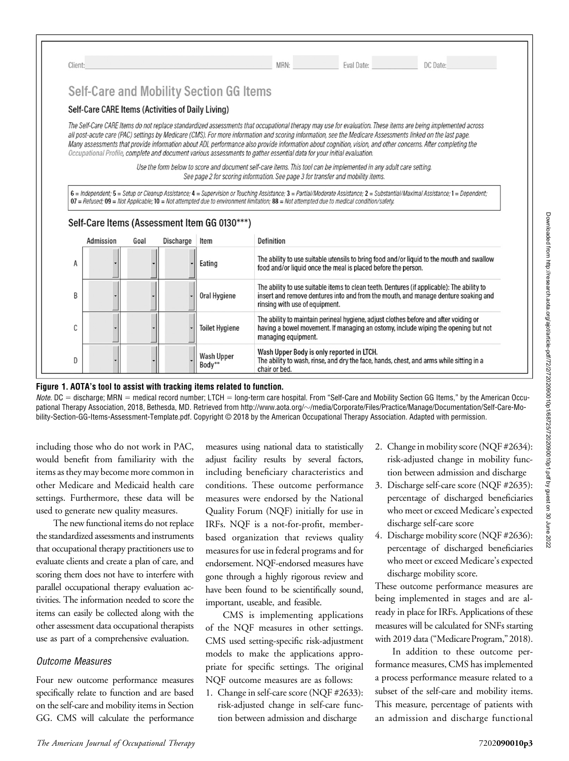Client: MRN: Eval Date: DC Date:

## Self-Care and Mobility Section GG Items

### Self-Care CARE Items (Activities of Daily Living)

*The Self-Care CARE Items do not replace standardized assessments that occupational therapy may use for evaluation. These items are being implemented across all post-acute care (PAC) settings by Medicare (CMS). For more information and scoring information, see the Medicare Assessments linked on the last page. Many assessments that provide information about ADL performance also provide information about cognition, vision, and other concerns. After completing the Occupational Profile, complete and document various assessments to gather essential data for your initial evaluation.*

*Use the form below to score and document self-care items. This tool can be implemented in any adult care setting. See page 2 for scoring information. See page 3 for transfer and mobility items.*

*6 = Independent; 5 = Setup or Cleanup Assistance; 4 = Supervision or Touching Assistance; 3 = Partial/Moderate Assistance; 2 = Substantial/Maximal Assistance; 1 = Dependent; 07 = Refused; 09 = Not Applicable; 10 = Not attempted due to environment limitation; 88 = Not attempted due to medical condition/safety.*

### Self-Care Items (Assessment Item GG 0130***)

| | Admission | Goal | Discharge | Item | Definition |
|---|---|---|---|---|---|
| A | | | | Eating | The ability to use suitable utensils to bring food and/or liquid to the mouth and swallow food and/or liquid once the meal is placed before the person. |
| B | | | | Oral Hygiene | The ability to use suitable items to clean teeth. Dentures (if applicable): The ability to insert and remove dentures into and from the mouth, and manage denture soaking and rinsing with use of equipment. |
| C | | | | Toilet Hygiene | The ability to maintain perineal hygiene, adjust clothes before and after voiding or having a bowel movement. If managing an ostomy, include wiping the opening but not managing equipment. |
| D | | | | Wash Upper Body** | Wash Upper Body is only reported in LTCH. The ability to wash, rinse, and dry the face, hands, chest, and arms while sitting in a chair or bed. |

**Figure 1. AOTA's tool to assist with tracking items related to function.**

*Note.* DC = discharge; MRN = medical record number; LTCH = long-term care hospital. From "Self-Care and Mobility Section GG Items," by the American Occupational Therapy Association, 2018, Bethesda, MD. Retrieved from http://www.aota.org/~/media/Corporate/Files/Practice/Manage/Documentation/Self-Care-Mobility-Section-GG-Items-Assessment-Template.pdf. Copyright © 2018 by the American Occupational Therapy Association. Adapted with permission.

including those who do not work in PAC, would benefit from familiarity with the items as they may become more common in other Medicare and Medicaid health care settings. Furthermore, these data will be used to generate new quality measures.

The new functional items do not replace the standardized assessments and instruments that occupational therapy practitioners use to evaluate clients and create a plan of care, and scoring them does not have to interfere with parallel occupational therapy evaluation activities. The information needed to score the items can easily be collected along with the other assessment data occupational therapists use as part of a comprehensive evaluation.

### *Outcome Measures*

Four new outcome performance measures specifically relate to function and are based on the self-care and mobility items in Section GG. CMS will calculate the performance measures using national data to statistically adjust facility results by several factors, including beneficiary characteristics and conditions. These outcome performance measures were endorsed by the National Quality Forum (NQF) initially for use in IRFs. NQF is a not-for-profit, member-based organization that reviews quality measures for use in federal programs and for endorsement. NQF-endorsed measures have gone through a highly rigorous review and have been found to be scientifically sound, important, useable, and feasible.

CMS is implementing applications of the NQF measures in other settings. CMS used setting-specific risk-adjustment models to make the applications appropriate for specific settings. The original NQF outcome measures are as follows:

1. Change in self-care score (NQF #2633): risk-adjusted change in self-care function between admission and discharge
2. Change in mobility score (NQF #2634): risk-adjusted change in mobility function between admission and discharge
3. Discharge self-care score (NQF #2635): percentage of discharged beneficiaries who meet or exceed Medicare's expected discharge self-care score
4. Discharge mobility score (NQF #2636): percentage of discharged beneficiaries who meet or exceed Medicare's expected discharge mobility score.

These outcome performance measures are being implemented in stages and are already in place for IRFs. Applications of these measures will be calculated for SNFs starting with 2019 data ("Medicare Program," 2018).

In addition to these outcome performance measures, CMS has implemented a process performance measure related to a subset of the self-care and mobility items. This measure, percentage of patients with an admission and discharge functional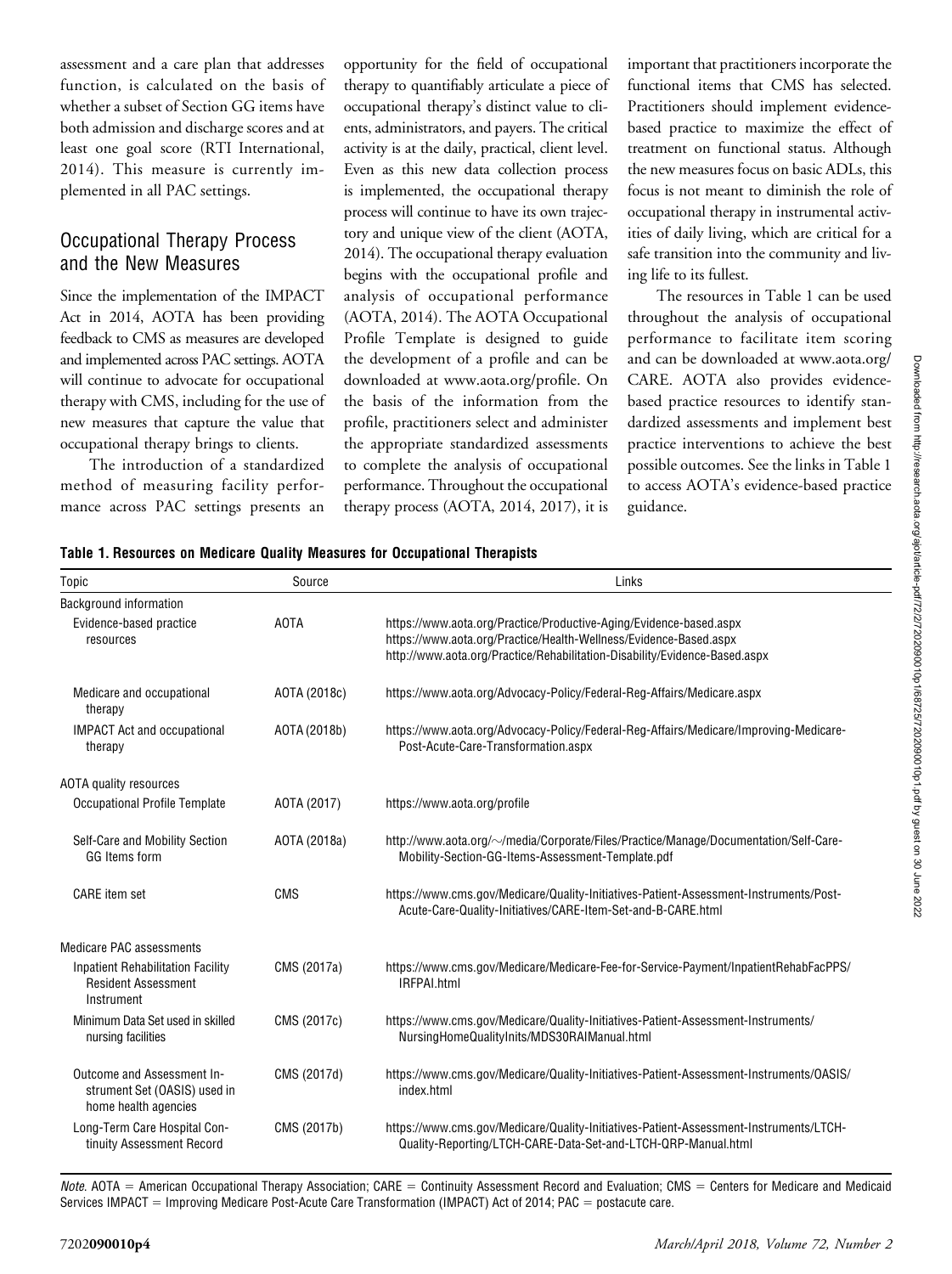assessment and a care plan that addresses function, is calculated on the basis of whether a subset of Section GG items have both admission and discharge scores and at least one goal score (RTI International, 2014). This measure is currently implemented in all PAC settings.

## Occupational Therapy Process and the New Measures

Since the implementation of the IMPACT Act in 2014, AOTA has been providing feedback to CMS as measures are developed and implemented across PAC settings. AOTA will continue to advocate for occupational therapy with CMS, including for the use of new measures that capture the value that occupational therapy brings to clients.

The introduction of a standardized method of measuring facility performance across PAC settings presents an opportunity for the field of occupational therapy to quantifiably articulate a piece of occupational therapy's distinct value to clients, administrators, and payers. The critical activity is at the daily, practical, client level. Even as this new data collection process is implemented, the occupational therapy process will continue to have its own trajectory and unique view of the client (AOTA, 2014). The occupational therapy evaluation begins with the occupational profile and analysis of occupational performance (AOTA, 2014). The AOTA Occupational Profile Template is designed to guide the development of a profile and can be downloaded at www.aota.org/profile. On the basis of the information from the profile, practitioners select and administer the appropriate standardized assessments to complete the analysis of occupational performance. Throughout the occupational therapy process (AOTA, 2014, 2017), it is important that practitioners incorporate the functional items that CMS has selected. Practitioners should implement evidence-based practice to maximize the effect of treatment on functional status. Although the new measures focus on basic ADLs, this focus is not meant to diminish the role of occupational therapy in instrumental activities of daily living, which are critical for a safe transition into the community and living life to its fullest.

The resources in Table 1 can be used throughout the analysis of occupational performance to facilitate item scoring and can be downloaded at www.aota.org/CARE. AOTA also provides evidence-based practice resources to identify standardized assessments and implement best practice interventions to achieve the best possible outcomes. See the links in Table 1 to access AOTA's evidence-based practice guidance.

**Table 1. Resources on Medicare Quality Measures for Occupational Therapists**

| Topic | Source | Links |
|---|---|---|
| Background information | | |
| Evidence-based practice resources | AOTA | https://www.aota.org/Practice/Productive-Aging/Evidence-based.aspx<br>https://www.aota.org/Practice/Health-Wellness/Evidence-Based.aspx<br>http://www.aota.org/Practice/Rehabilitation-Disability/Evidence-Based.aspx |
| Medicare and occupational therapy | AOTA (2018c) | https://www.aota.org/Advocacy-Policy/Federal-Reg-Affairs/Medicare.aspx |
| IMPACT Act and occupational therapy | AOTA (2018b) | https://www.aota.org/Advocacy-Policy/Federal-Reg-Affairs/Medicare/Improving-Medicare-Post-Acute-Care-Transformation.aspx |
| AOTA quality resources | | |
| Occupational Profile Template | AOTA (2017) | https://www.aota.org/profile |
| Self-Care and Mobility Section GG Items form | AOTA (2018a) | http://www.aota.org/~/media/Corporate/Files/Practice/Manage/Documentation/Self-Care-Mobility-Section-GG-Items-Assessment-Template.pdf |
| CARE item set | CMS | https://www.cms.gov/Medicare/Quality-Initiatives-Patient-Assessment-Instruments/Post-Acute-Care-Quality-Initiatives/CARE-Item-Set-and-B-CARE.html |
| Medicare PAC assessments | | |
| Inpatient Rehabilitation Facility Resident Assessment Instrument | CMS (2017a) | https://www.cms.gov/Medicare/Medicare-Fee-for-Service-Payment/InpatientRehabFacPPS/IRFPAI.html |
| Minimum Data Set used in skilled nursing facilities | CMS (2017c) | https://www.cms.gov/Medicare/Quality-Initiatives-Patient-Assessment-Instruments/NursingHomeQualityInits/MDS30RAIManual.html |
| Outcome and Assessment Instrument Set (OASIS) used in home health agencies | CMS (2017d) | https://www.cms.gov/Medicare/Quality-Initiatives-Patient-Assessment-Instruments/OASIS/index.html |
| Long-Term Care Hospital Continuity Assessment Record | CMS (2017b) | https://www.cms.gov/Medicare/Quality-Initiatives-Patient-Assessment-Instruments/LTCH-Quality-Reporting/LTCH-CARE-Data-Set-and-LTCH-QRP-Manual.html |

*Note.* AOTA = American Occupational Therapy Association; CARE = Continuity Assessment Record and Evaluation; CMS = Centers for Medicare and Medicaid Services IMPACT = Improving Medicare Post-Acute Care Transformation (IMPACT) Act of 2014; PAC = postacute care.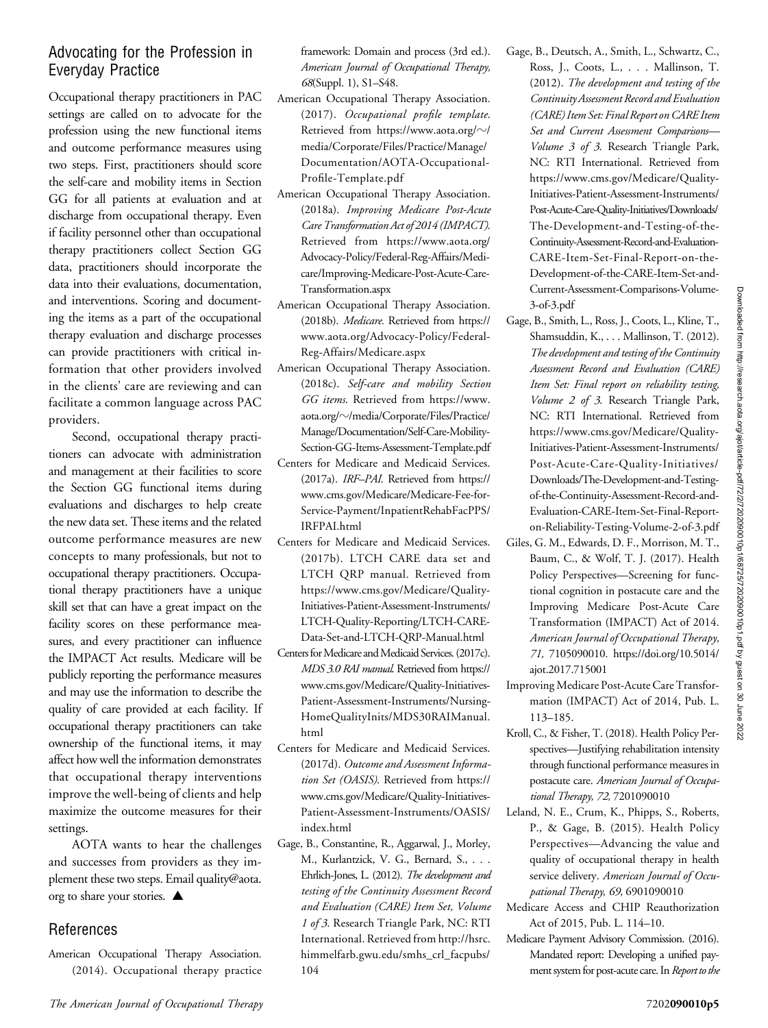## Advocating for the Profession in Everyday Practice

Occupational therapy practitioners in PAC settings are called on to advocate for the profession using the new functional items and outcome performance measures using two steps. First, practitioners should score the self-care and mobility items in Section GG for all patients at evaluation and at discharge from occupational therapy. Even if facility personnel other than occupational therapy practitioners collect Section GG data, practitioners should incorporate the data into their evaluations, documentation, and interventions. Scoring and documenting the items as a part of the occupational therapy evaluation and discharge processes can provide practitioners with critical information that other providers involved in the clients' care are reviewing and can facilitate a common language across PAC providers.

Second, occupational therapy practitioners can advocate with administration and management at their facilities to score the Section GG functional items during evaluations and discharges to help create the new data set. These items and the related outcome performance measures are new concepts to many professionals, but not to occupational therapy practitioners. Occupational therapy practitioners have a unique skill set that can have a great impact on the facility scores on these performance measures, and every practitioner can influence the IMPACT Act results. Medicare will be publicly reporting the performance measures and may use the information to describe the quality of care provided at each facility. If occupational therapy practitioners can take ownership of the functional items, it may affect how well the information demonstrates that occupational therapy interventions improve the well-being of clients and help maximize the outcome measures for their settings.

AOTA wants to hear the challenges and successes from providers as they implement these two steps. Email quality@aota.org to share your stories. ▲

## References

American Occupational Therapy Association. (2014). Occupational therapy practice framework: Domain and process (3rd ed.). *American Journal of Occupational Therapy, 68*(Suppl. 1), S1–S48.

American Occupational Therapy Association. (2017). *Occupational profile template.* Retrieved from https://www.aota.org/~/media/Corporate/Files/Practice/Manage/Documentation/AOTA-Occupational-Profile-Template.pdf

American Occupational Therapy Association. (2018a). *Improving Medicare Post-Acute Care Transformation Act of 2014 (IMPACT).* Retrieved from https://www.aota.org/Advocacy-Policy/Federal-Reg-Affairs/Medicare/Improving-Medicare-Post-Acute-Care-Transformation.aspx

American Occupational Therapy Association. (2018b). *Medicare.* Retrieved from https://www.aota.org/Advocacy-Policy/Federal-Reg-Affairs/Medicare.aspx

American Occupational Therapy Association. (2018c). *Self-care and mobility Section GG items.* Retrieved from https://www.aota.org/~/media/Corporate/Files/Practice/Manage/Documentation/Self-Care-Mobility-Section-GG-Items-Assessment-Template.pdf

Centers for Medicare and Medicaid Services. (2017a). *IRF–PAI.* Retrieved from https://www.cms.gov/Medicare/Medicare-Fee-for-Service-Payment/InpatientRehabFacPPS/IRFPAI.html

Centers for Medicare and Medicaid Services. (2017b). LTCH CARE data set and LTCH QRP manual. Retrieved from https://www.cms.gov/Medicare/Quality-Initiatives-Patient-Assessment-Instruments/LTCH-Quality-Reporting/LTCH-CARE-Data-Set-and-LTCH-QRP-Manual.html

Centers for Medicare and Medicaid Services. (2017c). *MDS 3.0 RAI manual.* Retrieved from https://www.cms.gov/Medicare/Quality-Initiatives-Patient-Assessment-Instruments/Nursing-HomeQualityInits/MDS30RAIManual.html

Centers for Medicare and Medicaid Services. (2017d). *Outcome and Assessment Information Set (OASIS).* Retrieved from https://www.cms.gov/Medicare/Quality-Initiatives-Patient-Assessment-Instruments/OASIS/index.html

Gage, B., Constantine, R., Aggarwal, J., Morley, M., Kurlantzick, V. G., Bernard, S., . . . Ehrlich-Jones, L. (2012). *The development and testing of the Continuity Assessment Record and Evaluation (CARE) Item Set, Volume 1 of 3.* Research Triangle Park, NC: RTI International. Retrieved from http://hsrc.himmelfarb.gwu.edu/smhs_crl_facpubs/104

Gage, B., Deutsch, A., Smith, L., Schwartz, C., Ross, J., Coots, L., . . . Mallinson, T. (2012). *The development and testing of the Continuity Assessment Record and Evaluation (CARE) Item Set: Final Report on CARE Item Set and Current Assessment Comparisons—Volume 3 of 3.* Research Triangle Park, NC: RTI International. Retrieved from https://www.cms.gov/Medicare/Quality-Initiatives-Patient-Assessment-Instruments/Post-Acute-Care-Quality-Initiatives/Downloads/The-Development-and-Testing-of-the-Continuity-Assessment-Record-and-Evaluation-CARE-Item-Set-Final-Report-on-the-Development-of-the-CARE-Item-Set-and-Current-Assessment-Comparisons-Volume-3-of-3.pdf

Gage, B., Smith, L., Ross, J., Coots, L., Kline, T., Shamsuddin, K., . . . Mallinson, T. (2012). *The development and testing of the Continuity Assessment Record and Evaluation (CARE) Item Set: Final report on reliability testing, Volume 2 of 3.* Research Triangle Park, NC: RTI International. Retrieved from https://www.cms.gov/Medicare/Quality-Initiatives-Patient-Assessment-Instruments/Post-Acute-Care-Quality-Initiatives/Downloads/The-Development-and-Testing-of-the-Continuity-Assessment-Record-and-Evaluation-CARE-Item-Set-Final-Report-on-Reliability-Testing-Volume-2-of-3.pdf

Giles, G. M., Edwards, D. F., Morrison, M. T., Baum, C., & Wolf, T. J. (2017). Health Policy Perspectives—Screening for functional cognition in postacute care and the Improving Medicare Post-Acute Care Transformation (IMPACT) Act of 2014. *American Journal of Occupational Therapy, 71,* 7105090010. https://doi.org/10.5014/ajot.2017.715001

Improving Medicare Post-Acute Care Transformation (IMPACT) Act of 2014, Pub. L. 113–185.

Kroll, C., & Fisher, T. (2018). Health Policy Perspectives—Justifying rehabilitation intensity through functional performance measures in postacute care. *American Journal of Occupational Therapy, 72,* 7201090010

Leland, N. E., Crum, K., Phipps, S., Roberts, P., & Gage, B. (2015). Health Policy Perspectives—Advancing the value and quality of occupational therapy in health service delivery. *American Journal of Occupational Therapy, 69,* 6901090010

Medicare Access and CHIP Reauthorization Act of 2015, Pub. L. 114–10.

Medicare Payment Advisory Commission. (2016). Mandated report: Developing a unified payment system for post-acute care. In *Report to the*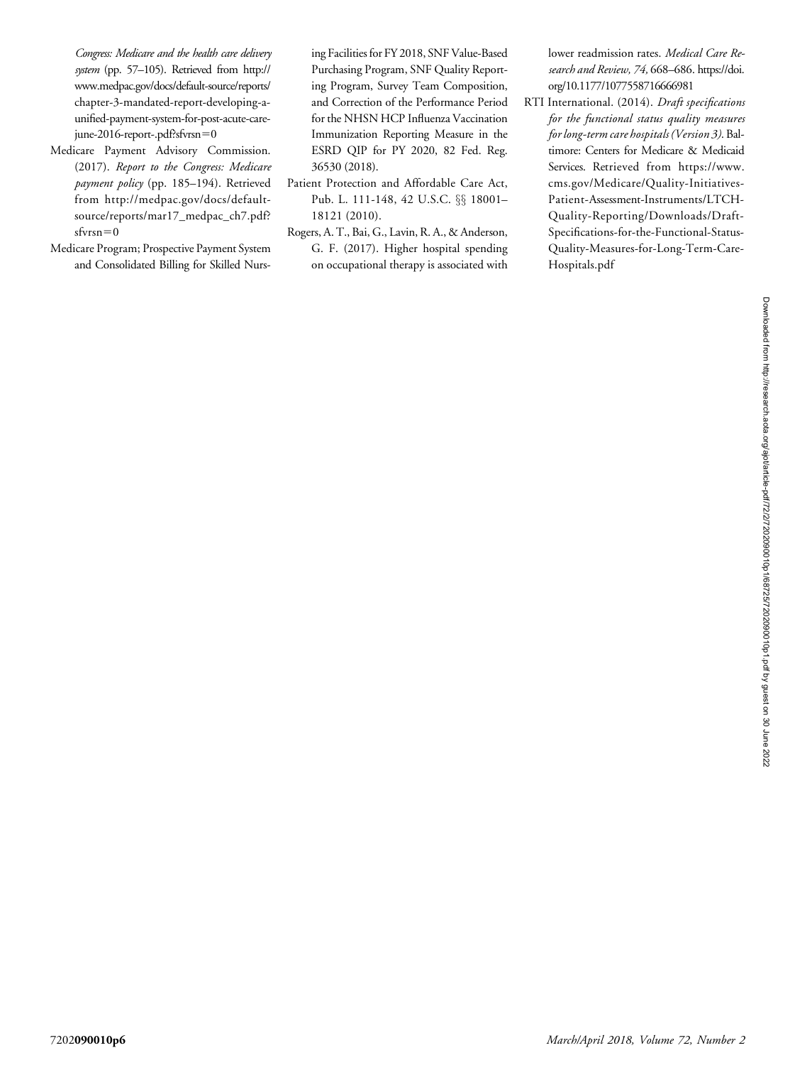*Congress: Medicare and the health care delivery system* (pp. 57–105). Retrieved from http://www.medpac.gov/docs/default-source/reports/chapter-3-mandated-report-developing-a-unified-payment-system-for-post-acute-care-june-2016-report-.pdf?sfvrsn=0

Medicare Payment Advisory Commission. (2017). *Report to the Congress: Medicare payment policy* (pp. 185–194). Retrieved from http://medpac.gov/docs/default-source/reports/mar17_medpac_ch7.pdf?sfvrsn=0

Medicare Program; Prospective Payment System and Consolidated Billing for Skilled Nursing Facilities for FY 2018, SNF Value-Based Purchasing Program, SNF Quality Reporting Program, Survey Team Composition, and Correction of the Performance Period for the NHSN HCP Influenza Vaccination Immunization Reporting Measure in the ESRD QIP for PY 2020, 82 Fed. Reg. 36530 (2018).

Patient Protection and Affordable Care Act, Pub. L. 111-148, 42 U.S.C. §§ 18001–18121 (2010).

Rogers, A. T., Bai, G., Lavin, R. A., & Anderson, G. F. (2017). Higher hospital spending on occupational therapy is associated with lower readmission rates. *Medical Care Research and Review, 74,* 668–686. https://doi.org/10.1177/1077558716666981

RTI International. (2014). *Draft specifications for the functional status quality measures for long-term care hospitals (Version 3).* Baltimore: Centers for Medicare & Medicaid Services. Retrieved from https://www.cms.gov/Medicare/Quality-Initiatives-Patient-Assessment-Instruments/LTCH-Quality-Reporting/Downloads/Draft-Specifications-for-the-Functional-Status-Quality-Measures-for-Long-Term-Care-Hospitals.pdf